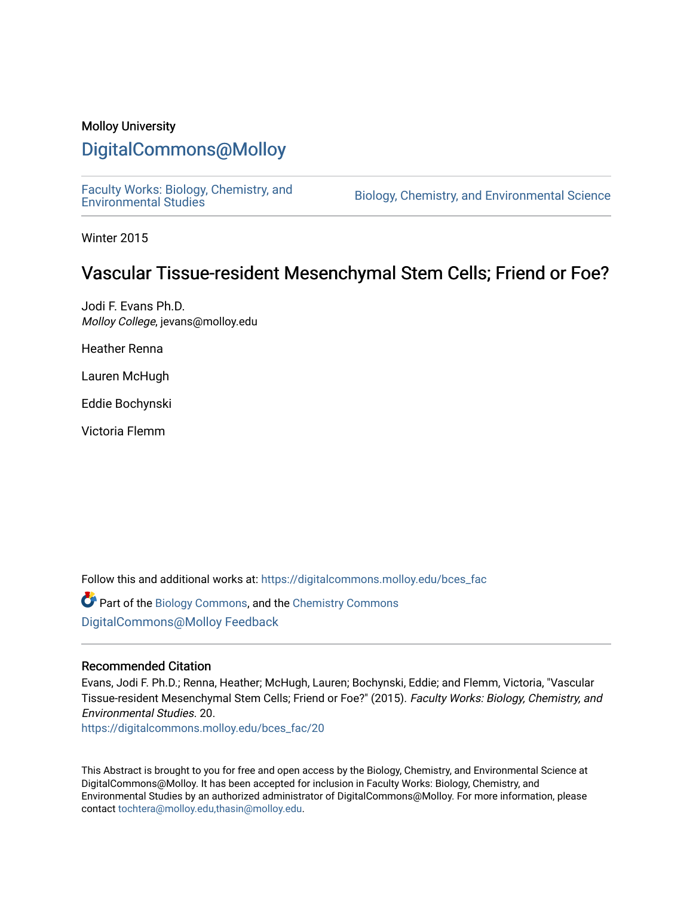Molloy University

# DigitalCommons@Molloy

Faculty Works: Biology, Chemistry, and Environmental Studies

Biology, Chemistry, and Environmental Science

Winter 2015

## Vascular Tissue-resident Mesenchymal Stem Cells; Friend or Foe?

Jodi F. Evans Ph.D.
*Molloy College*, jevans@molloy.edu

Heather Renna

Lauren McHugh

Eddie Bochynski

Victoria Flemm

Follow this and additional works at: https://digitalcommons.molloy.edu/bces_fac

Part of the Biology Commons, and the Chemistry Commons

DigitalCommons@Molloy Feedback

### Recommended Citation

Evans, Jodi F. Ph.D.; Renna, Heather; McHugh, Lauren; Bochynski, Eddie; and Flemm, Victoria, "Vascular Tissue-resident Mesenchymal Stem Cells; Friend or Foe?" (2015). *Faculty Works: Biology, Chemistry, and Environmental Studies*. 20.
https://digitalcommons.molloy.edu/bces_fac/20

This Abstract is brought to you for free and open access by the Biology, Chemistry, and Environmental Science at DigitalCommons@Molloy. It has been accepted for inclusion in Faculty Works: Biology, Chemistry, and Environmental Studies by an authorized administrator of DigitalCommons@Molloy. For more information, please contact tochtera@molloy.edu,thasin@molloy.edu.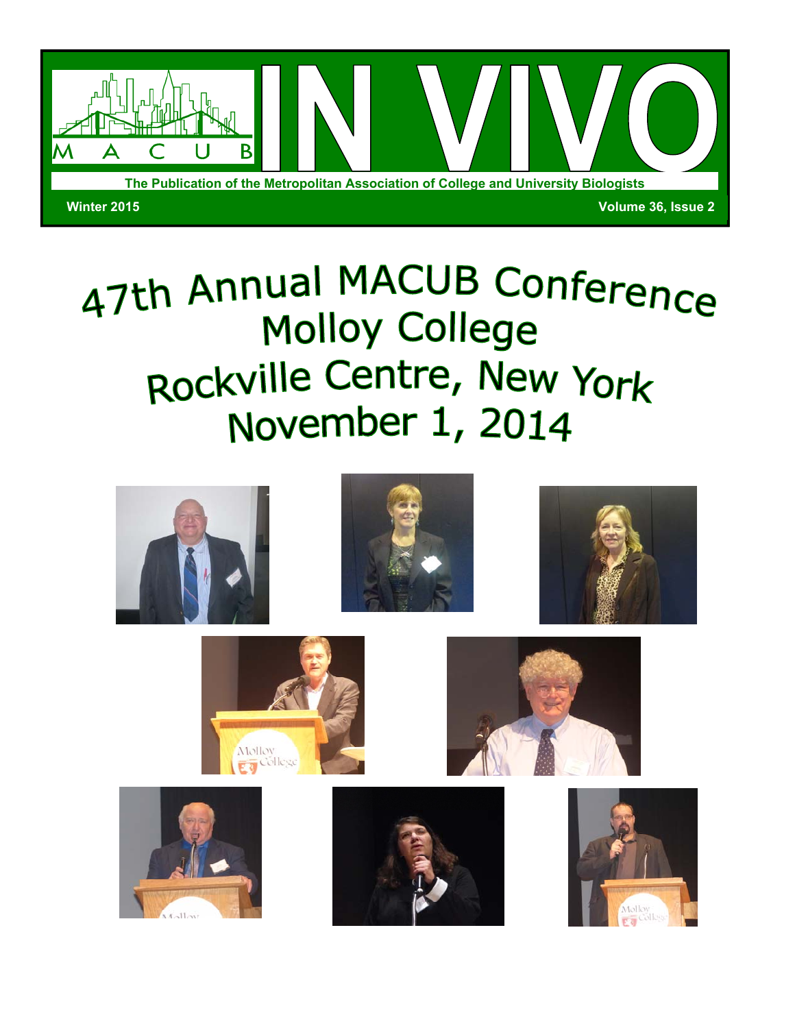# IN VIVO

M A C U B

The Publication of the Metropolitan Association of College and University Biologists

Winter 2015

Volume 36, Issue 2

# 47th Annual MACUB Conference
# Molloy College
# Rockville Centre, New York
# November 1, 2014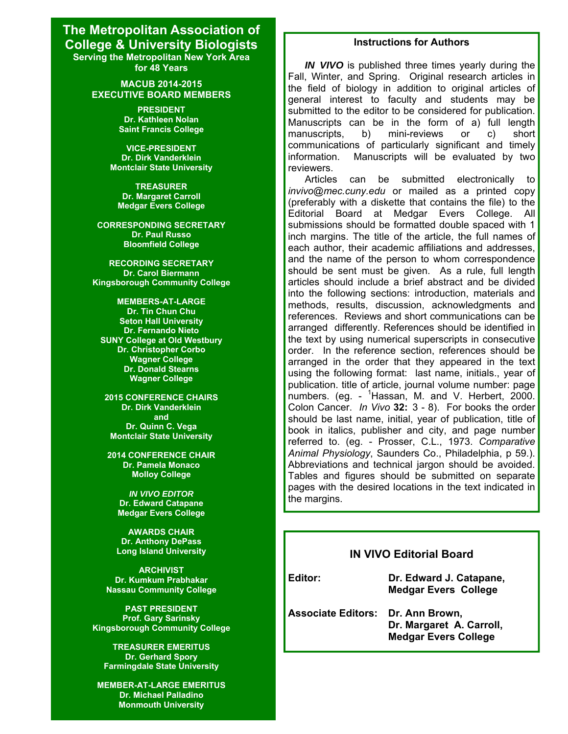# The Metropolitan Association of College & University Biologists

**Serving the Metropolitan New York Area for 48 Years**

**MACUB 2014-2015 EXECUTIVE BOARD MEMBERS**

**PRESIDENT**
**Dr. Kathleen Nolan**
**Saint Francis College**

**VICE-PRESIDENT**
**Dr. Dirk Vanderklein**
**Montclair State University**

**TREASURER**
**Dr. Margaret Carroll**
**Medgar Evers College**

**CORRESPONDING SECRETARY**
**Dr. Paul Russo**
**Bloomfield College**

**RECORDING SECRETARY**
**Dr. Carol Biermann**
**Kingsborough Community College**

**MEMBERS-AT-LARGE**
**Dr. Tin Chun Chu**
**Seton Hall University**
**Dr. Fernando Nieto**
**SUNY College at Old Westbury**
**Dr. Christopher Corbo**
**Wagner College**
**Dr. Donald Stearns**
**Wagner College**

**2015 CONFERENCE CHAIRS**
**Dr. Dirk Vanderklein**
**and**
**Dr. Quinn C. Vega**
**Montclair State University**

**2014 CONFERENCE CHAIR**
**Dr. Pamela Monaco**
**Molloy College**

***IN VIVO* EDITOR**
**Dr. Edward Catapane**
**Medgar Evers College**

**AWARDS CHAIR**
**Dr. Anthony DePass**
**Long Island University**

**ARCHIVIST**
**Dr. Kumkum Prabhakar**
**Nassau Community College**

**PAST PRESIDENT**
**Prof. Gary Sarinsky**
**Kingsborough Community College**

**TREASURER EMERITUS**
**Dr. Gerhard Spory**
**Farmingdale State University**

**MEMBER-AT-LARGE EMERITUS**
**Dr. Michael Palladino**
**Monmouth University**

## Instructions for Authors

***IN VIVO*** is published three times yearly during the Fall, Winter, and Spring. Original research articles in the field of biology in addition to original articles of general interest to faculty and students may be submitted to the editor to be considered for publication. Manuscripts can be in the form of a) full length manuscripts, b) mini-reviews or c) short communications of particularly significant and timely information. Manuscripts will be evaluated by two reviewers.

Articles can be submitted electronically to *invivo@mec.cuny.edu* or mailed as a printed copy (preferably with a diskette that contains the file) to the Editorial Board at Medgar Evers College. All submissions should be formatted double spaced with 1 inch margins. The title of the article, the full names of each author, their academic affiliations and addresses, and the name of the person to whom correspondence should be sent must be given. As a rule, full length articles should include a brief abstract and be divided into the following sections: introduction, materials and methods, results, discussion, acknowledgments and references. Reviews and short communications can be arranged differently. References should be identified in the text by using numerical superscripts in consecutive order. In the reference section, references should be arranged in the order that they appeared in the text using the following format: last name, initials., year of publication. title of article, journal volume number: page numbers. (eg. - [1]Hassan, M. and V. Herbert, 2000. Colon Cancer. *In Vivo* **32:** 3 - 8). For books the order should be last name, initial, year of publication, title of book in italics, publisher and city, and page number referred to. (eg. - Prosser, C.L., 1973. *Comparative Animal Physiology*, Saunders Co., Philadelphia, p 59.). Abbreviations and technical jargon should be avoided. Tables and figures should be submitted on separate pages with the desired locations in the text indicated in the margins.

## IN VIVO Editorial Board

**Editor:** **Dr. Edward J. Catapane, Medgar Evers College**

**Associate Editors:** **Dr. Ann Brown, Dr. Margaret A. Carroll, Medgar Evers College**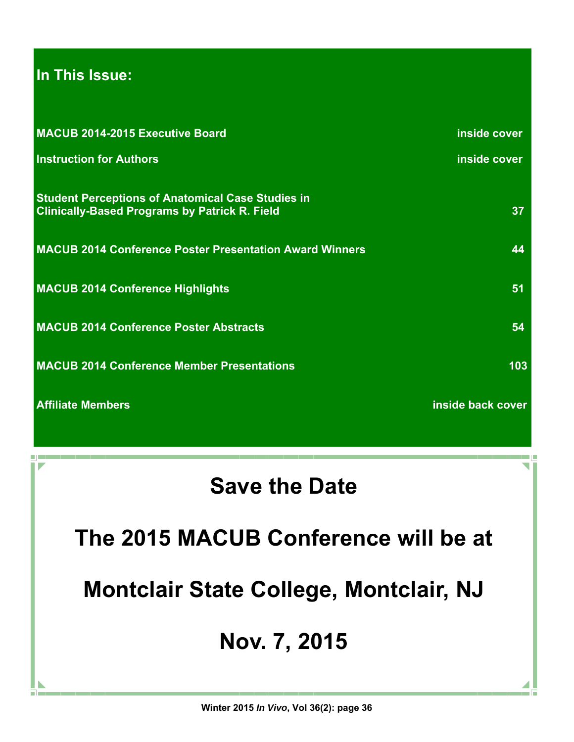## In This Issue:

| | |
|---|---|
| **MACUB 2014-2015 Executive Board** | **inside cover** |
| **Instruction for Authors** | **inside cover** |
| **Student Perceptions of Anatomical Case Studies in Clinically-Based Programs by Patrick R. Field** | **37** |
| **MACUB 2014 Conference Poster Presentation Award Winners** | **44** |
| **MACUB 2014 Conference Highlights** | **51** |
| **MACUB 2014 Conference Poster Abstracts** | **54** |
| **MACUB 2014 Conference Member Presentations** | **103** |
| **Affiliate Members** | **inside back cover** |

# Save the Date

# The 2015 MACUB Conference will be at

# Montclair State College, Montclair, NJ

# Nov. 7, 2015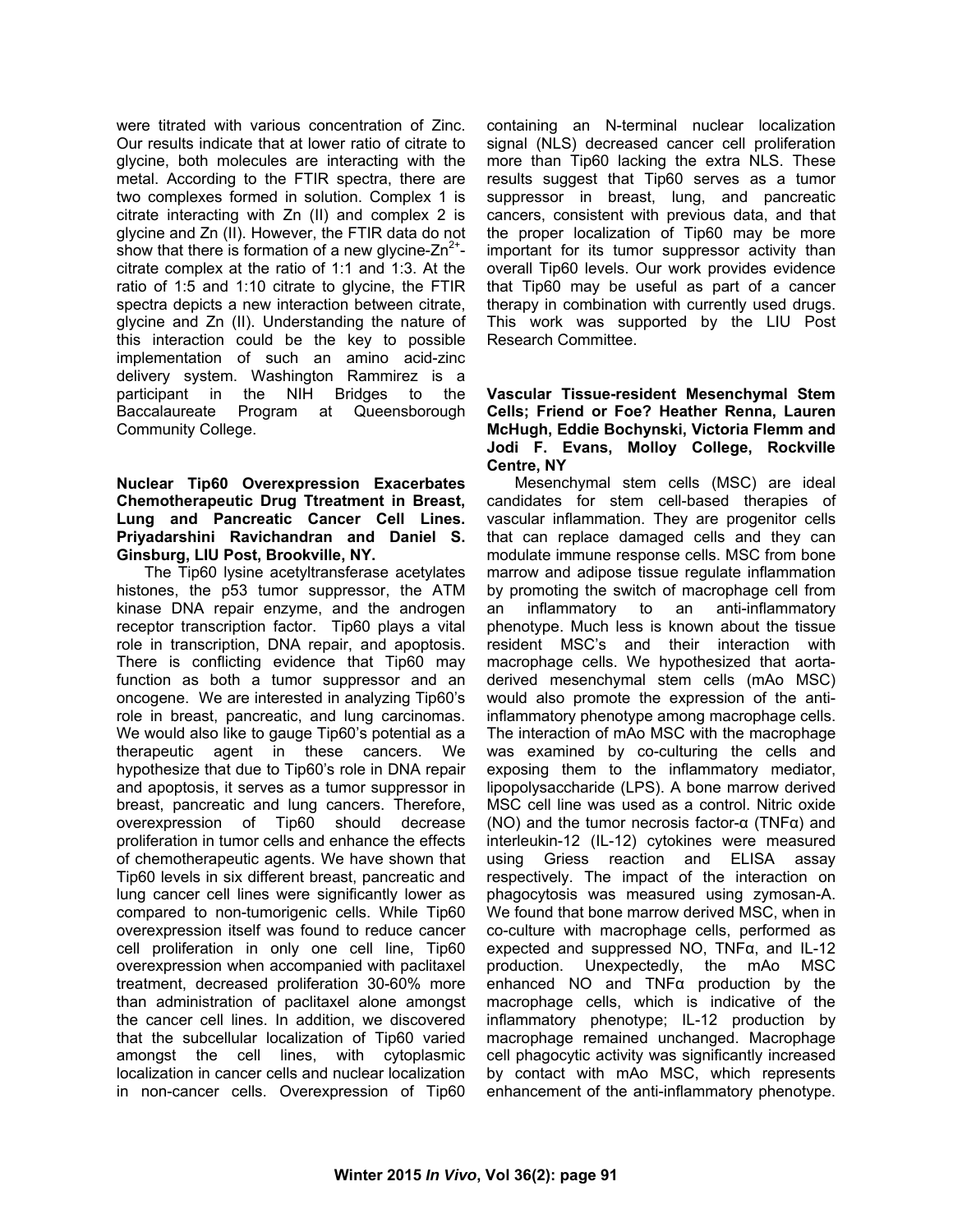were titrated with various concentration of Zinc. Our results indicate that at lower ratio of citrate to glycine, both molecules are interacting with the metal. According to the FTIR spectra, there are two complexes formed in solution. Complex 1 is citrate interacting with Zn (II) and complex 2 is glycine and Zn (II). However, the FTIR data do not show that there is formation of a new glycine-$Zn^{2+}$-citrate complex at the ratio of 1:1 and 1:3. At the ratio of 1:5 and 1:10 citrate to glycine, the FTIR spectra depicts a new interaction between citrate, glycine and Zn (II). Understanding the nature of this interaction could be the key to possible implementation of such an amino acid-zinc delivery system. Washington Rammirez is a participant in the NIH Bridges to the Baccalaureate Program at Queensborough Community College.

**Nuclear Tip60 Overexpression Exacerbates Chemotherapeutic Drug Ttreatment in Breast, Lung and Pancreatic Cancer Cell Lines. Priyadarshini Ravichandran and Daniel S. Ginsburg, LIU Post, Brookville, NY.**

The Tip60 lysine acetyltransferase acetylates histones, the p53 tumor suppressor, the ATM kinase DNA repair enzyme, and the androgen receptor transcription factor. Tip60 plays a vital role in transcription, DNA repair, and apoptosis. There is conflicting evidence that Tip60 may function as both a tumor suppressor and an oncogene. We are interested in analyzing Tip60's role in breast, pancreatic, and lung carcinomas. We would also like to gauge Tip60's potential as a therapeutic agent in these cancers. We hypothesize that due to Tip60's role in DNA repair and apoptosis, it serves as a tumor suppressor in breast, pancreatic and lung cancers. Therefore, overexpression of Tip60 should decrease proliferation in tumor cells and enhance the effects of chemotherapeutic agents. We have shown that Tip60 levels in six different breast, pancreatic and lung cancer cell lines were significantly lower as compared to non-tumorigenic cells. While Tip60 overexpression itself was found to reduce cancer cell proliferation in only one cell line, Tip60 overexpression when accompanied with paclitaxel treatment, decreased proliferation 30-60% more than administration of paclitaxel alone amongst the cancer cell lines. In addition, we discovered that the subcellular localization of Tip60 varied amongst the cell lines, with cytoplasmic localization in cancer cells and nuclear localization in non-cancer cells. Overexpression of Tip60 containing an N-terminal nuclear localization signal (NLS) decreased cancer cell proliferation more than Tip60 lacking the extra NLS. These results suggest that Tip60 serves as a tumor suppressor in breast, lung, and pancreatic cancers, consistent with previous data, and that the proper localization of Tip60 may be more important for its tumor suppressor activity than overall Tip60 levels. Our work provides evidence that Tip60 may be useful as part of a cancer therapy in combination with currently used drugs. This work was supported by the LIU Post Research Committee.

**Vascular Tissue-resident Mesenchymal Stem Cells; Friend or Foe? Heather Renna, Lauren McHugh, Eddie Bochynski, Victoria Flemm and Jodi F. Evans, Molloy College, Rockville Centre, NY**

Mesenchymal stem cells (MSC) are ideal candidates for stem cell-based therapies of vascular inflammation. They are progenitor cells that can replace damaged cells and they can modulate immune response cells. MSC from bone marrow and adipose tissue regulate inflammation by promoting the switch of macrophage cell from an inflammatory to an anti-inflammatory phenotype. Much less is known about the tissue resident MSC's and their interaction with macrophage cells. We hypothesized that aorta-derived mesenchymal stem cells (mAo MSC) would also promote the expression of the anti-inflammatory phenotype among macrophage cells. The interaction of mAo MSC with the macrophage was examined by co-culturing the cells and exposing them to the inflammatory mediator, lipopolysaccharide (LPS). A bone marrow derived MSC cell line was used as a control. Nitric oxide (NO) and the tumor necrosis factor-α (TNFα) and interleukin-12 (IL-12) cytokines were measured using Griess reaction and ELISA assay respectively. The impact of the interaction on phagocytosis was measured using zymosan-A. We found that bone marrow derived MSC, when in co-culture with macrophage cells, performed as expected and suppressed NO, TNFα, and IL-12 production. Unexpectedly, the mAo MSC enhanced NO and TNFα production by the macrophage cells, which is indicative of the inflammatory phenotype; IL-12 production by macrophage remained unchanged. Macrophage cell phagocytic activity was significantly increased by contact with mAo MSC, which represents enhancement of the anti-inflammatory phenotype.